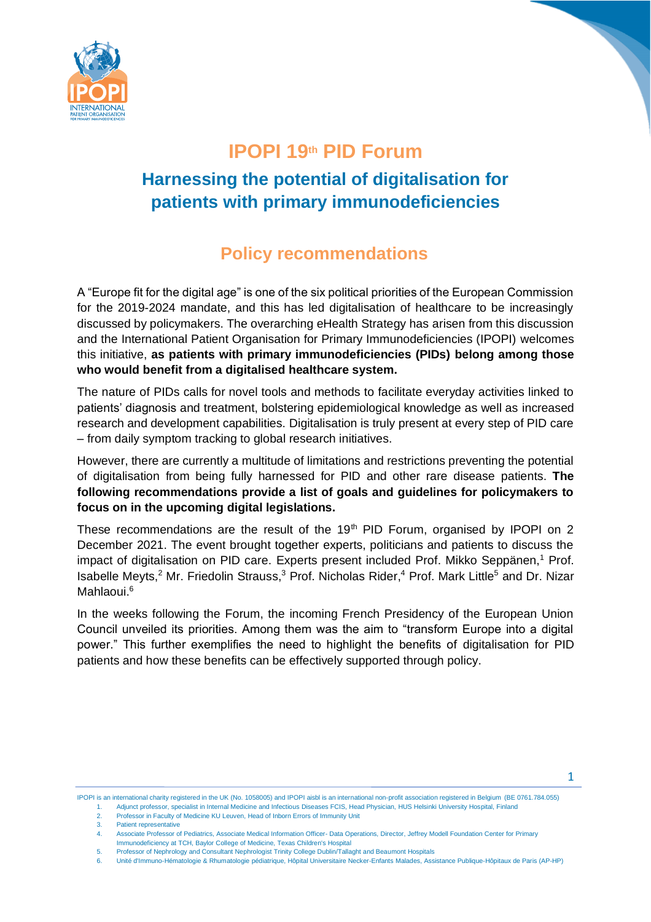# IPOPI 19th PID Forum

## Harnessing the potential of digitalisation for patients with primary immunodeficiencies

## Policy recommendations

A "Europe fit for the digital age" is one of the six political priorities of the European Commission for the 2019-2024 mandate, and this has led digitalisation of healthcare to be increasingly discussed by policymakers. The overarching eHealth Strategy has arisen from this discussion and the International Patient Organisation for Primary Immunodeficiencies (IPOPI) welcomes this initiative, **as patients with primary immunodeficiencies (PIDs) belong among those who would benefit from a digitalised healthcare system.**

The nature of PIDs calls for novel tools and methods to facilitate everyday activities linked to patients' diagnosis and treatment, bolstering epidemiological knowledge as well as increased research and development capabilities. Digitalisation is truly present at every step of PID care – from daily symptom tracking to global research initiatives.

However, there are currently a multitude of limitations and restrictions preventing the potential of digitalisation from being fully harnessed for PID and other rare disease patients. **The following recommendations provide a list of goals and guidelines for policymakers to focus on in the upcoming digital legislations.**

These recommendations are the result of the 19th PID Forum, organised by IPOPI on 2 December 2021. The event brought together experts, politicians and patients to discuss the impact of digitalisation on PID care. Experts present included Prof. Mikko Seppänen,[1] Prof. Isabelle Meyts,[2] Mr. Friedolin Strauss,[3] Prof. Nicholas Rider,[4] Prof. Mark Little[5] and Dr. Nizar Mahlaoui.[6]

In the weeks following the Forum, the incoming French Presidency of the European Union Council unveiled its priorities. Among them was the aim to "transform Europe into a digital power." This further exemplifies the need to highlight the benefits of digitalisation for PID patients and how these benefits can be effectively supported through policy.

---

IPOPI is an international charity registered in the UK (No. 1058005) and IPOPI aisbl is an international non-profit association registered in Belgium (BE 0761.784.055)

1. Adjunct professor, specialist in Internal Medicine and Infectious Diseases FCIS, Head Physician, HUS Helsinki University Hospital, Finland
2. Professor in Faculty of Medicine KU Leuven, Head of Inborn Errors of Immunity Unit
3. Patient representative
4. Associate Professor of Pediatrics, Associate Medical Information Officer- Data Operations, Director, Jeffrey Modell Foundation Center for Primary Immunodeficiency at TCH, Baylor College of Medicine, Texas Children's Hospital
5. Professor of Nephrology and Consultant Nephrologist Trinity College Dublin/Tallaght and Beaumont Hospitals
6. Unité d'Immuno-Hématologie & Rhumatologie pédiatrique, Hôpital Universitaire Necker-Enfants Malades, Assistance Publique-Hôpitaux de Paris (AP-HP)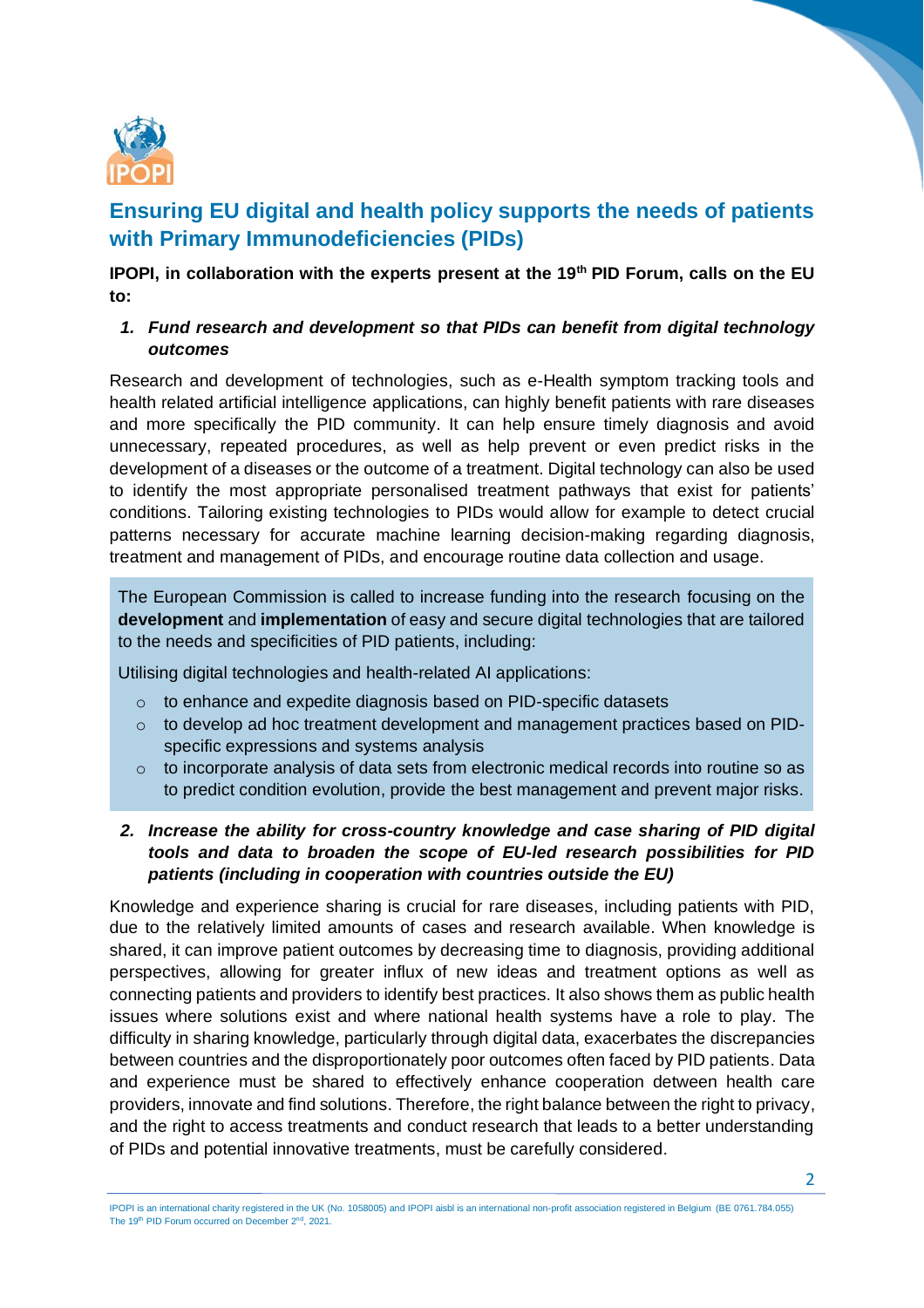## Ensuring EU digital and health policy supports the needs of patients with Primary Immunodeficiencies (PIDs)

**IPOPI, in collaboration with the experts present at the 19th PID Forum, calls on the EU to:**

1. ***Fund research and development so that PIDs can benefit from digital technology outcomes***

Research and development of technologies, such as e-Health symptom tracking tools and health related artificial intelligence applications, can highly benefit patients with rare diseases and more specifically the PID community. It can help ensure timely diagnosis and avoid unnecessary, repeated procedures, as well as help prevent or even predict risks in the development of a diseases or the outcome of a treatment. Digital technology can also be used to identify the most appropriate personalised treatment pathways that exist for patients' conditions. Tailoring existing technologies to PIDs would allow for example to detect crucial patterns necessary for accurate machine learning decision-making regarding diagnosis, treatment and management of PIDs, and encourage routine data collection and usage.

The European Commission is called to increase funding into the research focusing on the **development** and **implementation** of easy and secure digital technologies that are tailored to the needs and specificities of PID patients, including:

Utilising digital technologies and health-related AI applications:

- to enhance and expedite diagnosis based on PID-specific datasets
- to develop ad hoc treatment development and management practices based on PID-specific expressions and systems analysis
- to incorporate analysis of data sets from electronic medical records into routine so as to predict condition evolution, provide the best management and prevent major risks.

2. ***Increase the ability for cross-country knowledge and case sharing of PID digital tools and data to broaden the scope of EU-led research possibilities for PID patients (including in cooperation with countries outside the EU)***

Knowledge and experience sharing is crucial for rare diseases, including patients with PID, due to the relatively limited amounts of cases and research available. When knowledge is shared, it can improve patient outcomes by decreasing time to diagnosis, providing additional perspectives, allowing for greater influx of new ideas and treatment options as well as connecting patients and providers to identify best practices. It also shows them as public health issues where solutions exist and where national health systems have a role to play. The difficulty in sharing knowledge, particularly through digital data, exacerbates the discrepancies between countries and the disproportionately poor outcomes often faced by PID patients. Data and experience must be shared to effectively enhance cooperation between health care providers, innovate and find solutions. Therefore, the right balance between the right to privacy, and the right to access treatments and conduct research that leads to a better understanding of PIDs and potential innovative treatments, must be carefully considered.

IPOPI is an international charity registered in the UK (No. 1058005) and IPOPI aisbl is an international non-profit association registered in Belgium (BE 0761.784.055)
The 19th PID Forum occurred on December 2nd, 2021.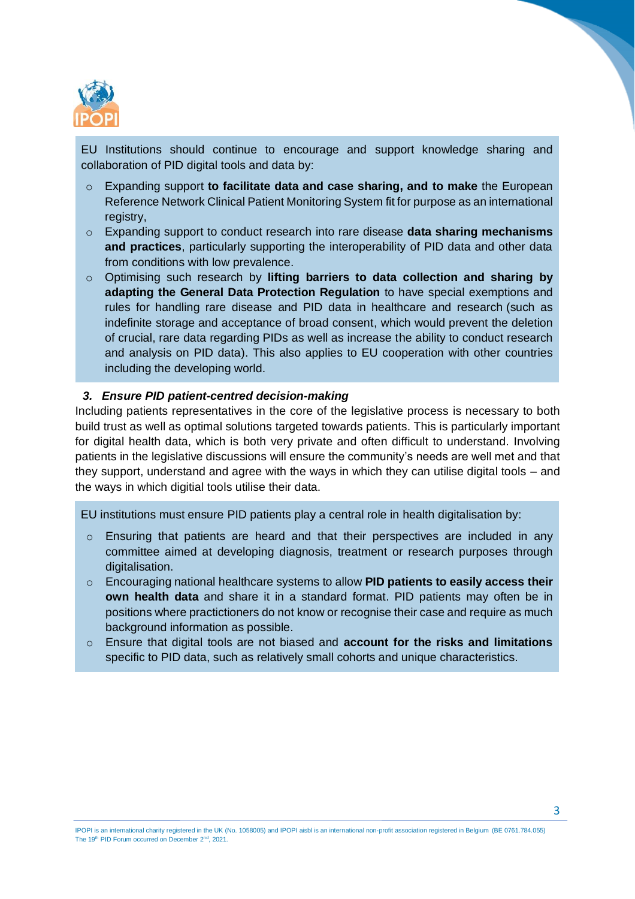EU Institutions should continue to encourage and support knowledge sharing and collaboration of PID digital tools and data by:

- Expanding support **to facilitate data and case sharing, and to make** the European Reference Network Clinical Patient Monitoring System fit for purpose as an international registry,
- Expanding support to conduct research into rare disease **data sharing mechanisms and practices**, particularly supporting the interoperability of PID data and other data from conditions with low prevalence.
- Optimising such research by **lifting barriers to data collection and sharing by adapting the General Data Protection Regulation** to have special exemptions and rules for handling rare disease and PID data in healthcare and research (such as indefinite storage and acceptance of broad consent, which would prevent the deletion of crucial, rare data regarding PIDs as well as increase the ability to conduct research and analysis on PID data). This also applies to EU cooperation with other countries including the developing world.

### 3. *Ensure PID patient-centred decision-making*

Including patients representatives in the core of the legislative process is necessary to both build trust as well as optimal solutions targeted towards patients. This is particularly important for digital health data, which is both very private and often difficult to understand. Involving patients in the legislative discussions will ensure the community's needs are well met and that they support, understand and agree with the ways in which they can utilise digital tools – and the ways in which digitial tools utilise their data.

EU institutions must ensure PID patients play a central role in health digitalisation by:

- Ensuring that patients are heard and that their perspectives are included in any committee aimed at developing diagnosis, treatment or research purposes through digitalisation.
- Encouraging national healthcare systems to allow **PID patients to easily access their own health data** and share it in a standard format. PID patients may often be in positions where practictioners do not know or recognise their case and require as much background information as possible.
- Ensure that digital tools are not biased and **account for the risks and limitations** specific to PID data, such as relatively small cohorts and unique characteristics.